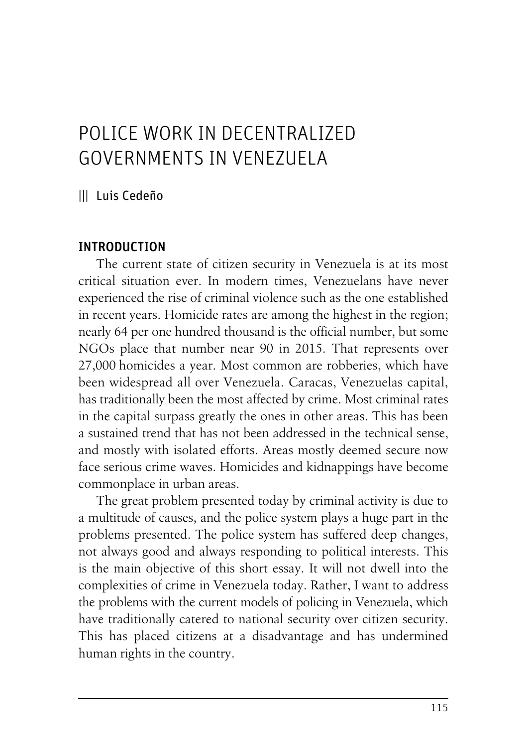# POLICE WORK IN DECENTRALIZED GOVERNMENTS IN VENEZUELA

||| Luis Cedeño

## INTRODUCTION

The current state of citizen security in Venezuela is at its most critical situation ever. In modern times, Venezuelans have never experienced the rise of criminal violence such as the one established in recent years. Homicide rates are among the highest in the region; nearly 64 per one hundred thousand is the official number, but some NGOs place that number near 90 in 2015. That represents over 27,000 homicides a year. Most common are robberies, which have been widespread all over Venezuela. Caracas, Venezuelas capital, has traditionally been the most affected by crime. Most criminal rates in the capital surpass greatly the ones in other areas. This has been a sustained trend that has not been addressed in the technical sense, and mostly with isolated efforts. Areas mostly deemed secure now face serious crime waves. Homicides and kidnappings have become commonplace in urban areas.

The great problem presented today by criminal activity is due to a multitude of causes, and the police system plays a huge part in the problems presented. The police system has suffered deep changes, not always good and always responding to political interests. This is the main objective of this short essay. It will not dwell into the complexities of crime in Venezuela today. Rather, I want to address the problems with the current models of policing in Venezuela, which have traditionally catered to national security over citizen security. This has placed citizens at a disadvantage and has undermined human rights in the country.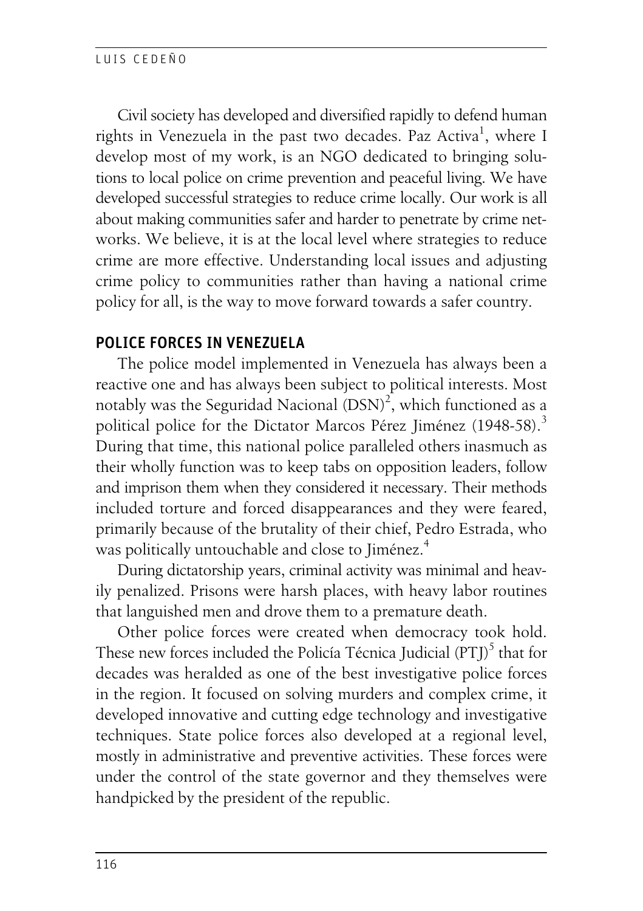Civil society has developed and diversified rapidly to defend human rights in Venezuela in the past two decades. Paz Activa[1], where I develop most of my work, is an NGO dedicated to bringing solutions to local police on crime prevention and peaceful living. We have developed successful strategies to reduce crime locally. Our work is all about making communities safer and harder to penetrate by crime networks. We believe, it is at the local level where strategies to reduce crime are more effective. Understanding local issues and adjusting crime policy to communities rather than having a national crime policy for all, is the way to move forward towards a safer country.

## POLICE FORCES IN VENEZUELA

The police model implemented in Venezuela has always been a reactive one and has always been subject to political interests. Most notably was the Seguridad Nacional (DSN)[2], which functioned as a political police for the Dictator Marcos Pérez Jiménez (1948-58).[3] During that time, this national police paralleled others inasmuch as their wholly function was to keep tabs on opposition leaders, follow and imprison them when they considered it necessary. Their methods included torture and forced disappearances and they were feared, primarily because of the brutality of their chief, Pedro Estrada, who was politically untouchable and close to Jiménez.[4]

During dictatorship years, criminal activity was minimal and heavily penalized. Prisons were harsh places, with heavy labor routines that languished men and drove them to a premature death.

Other police forces were created when democracy took hold. These new forces included the Policía Técnica Judicial (PTJ)[5] that for decades was heralded as one of the best investigative police forces in the region. It focused on solving murders and complex crime, it developed innovative and cutting edge technology and investigative techniques. State police forces also developed at a regional level, mostly in administrative and preventive activities. These forces were under the control of the state governor and they themselves were handpicked by the president of the republic.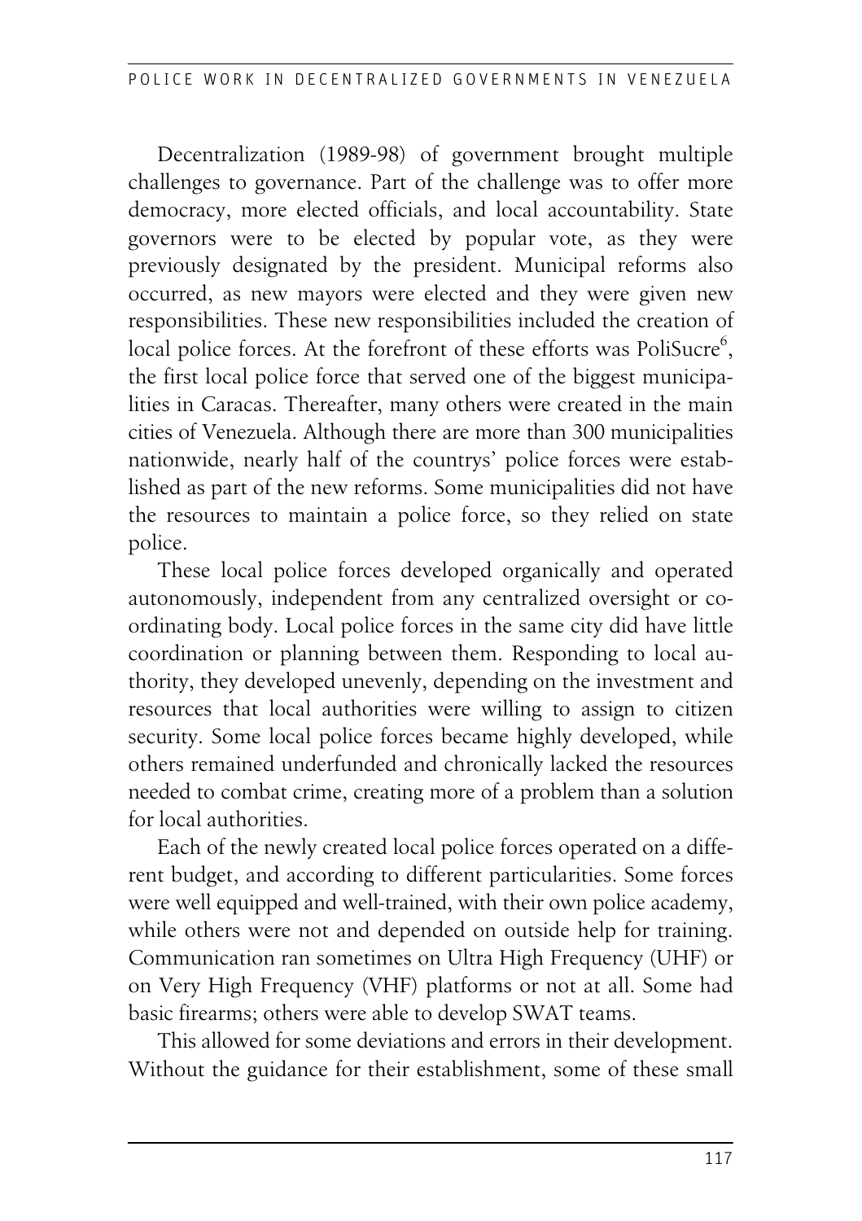Decentralization (1989-98) of government brought multiple challenges to governance. Part of the challenge was to offer more democracy, more elected officials, and local accountability. State governors were to be elected by popular vote, as they were previously designated by the president. Municipal reforms also occurred, as new mayors were elected and they were given new responsibilities. These new responsibilities included the creation of local police forces. At the forefront of these efforts was PoliSucre[6], the first local police force that served one of the biggest municipalities in Caracas. Thereafter, many others were created in the main cities of Venezuela. Although there are more than 300 municipalities nationwide, nearly half of the countrys' police forces were established as part of the new reforms. Some municipalities did not have the resources to maintain a police force, so they relied on state police.

These local police forces developed organically and operated autonomously, independent from any centralized oversight or coordinating body. Local police forces in the same city did have little coordination or planning between them. Responding to local authority, they developed unevenly, depending on the investment and resources that local authorities were willing to assign to citizen security. Some local police forces became highly developed, while others remained underfunded and chronically lacked the resources needed to combat crime, creating more of a problem than a solution for local authorities.

Each of the newly created local police forces operated on a different budget, and according to different particularities. Some forces were well equipped and well-trained, with their own police academy, while others were not and depended on outside help for training. Communication ran sometimes on Ultra High Frequency (UHF) or on Very High Frequency (VHF) platforms or not at all. Some had basic firearms; others were able to develop SWAT teams.

This allowed for some deviations and errors in their development. Without the guidance for their establishment, some of these small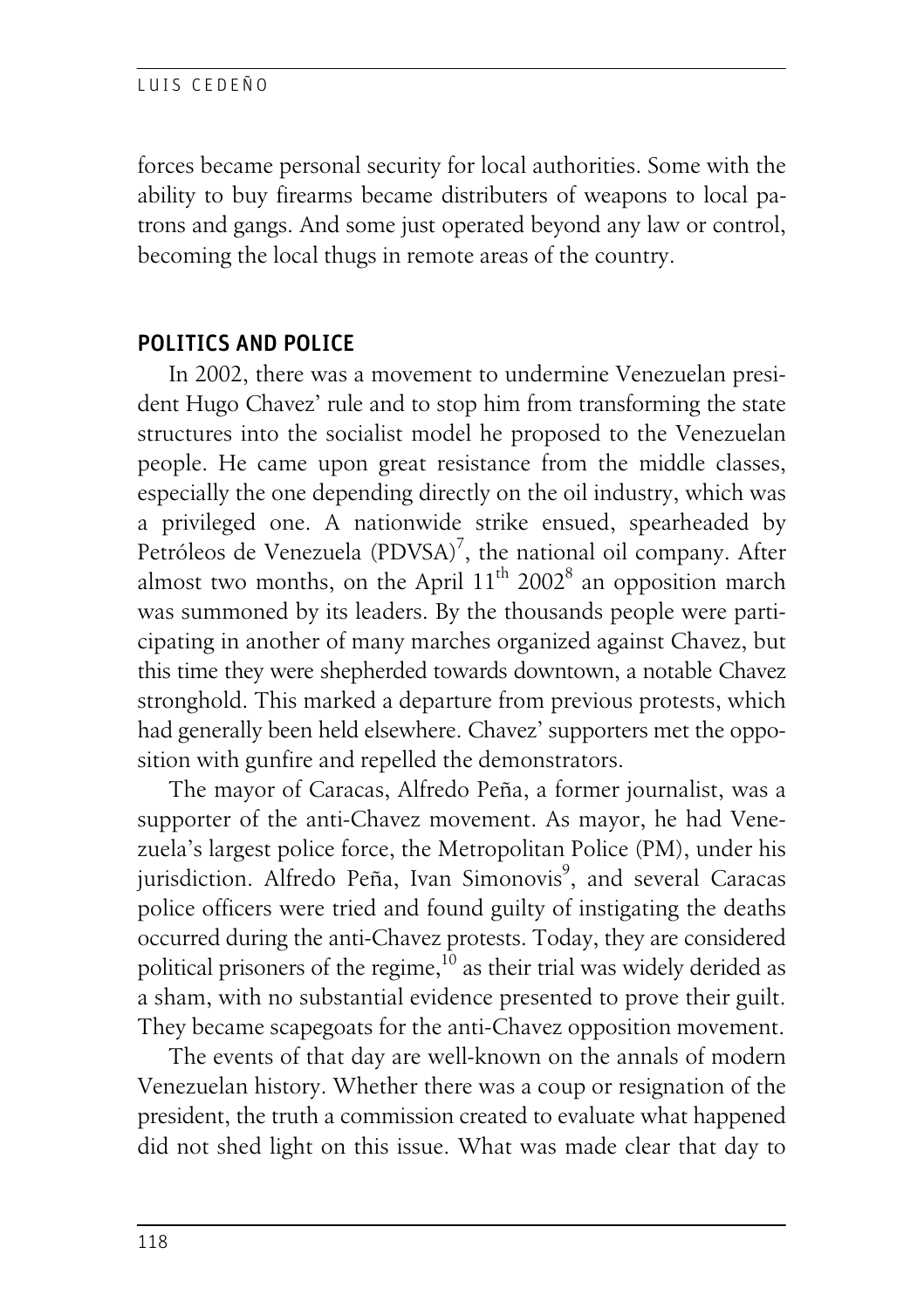forces became personal security for local authorities. Some with the ability to buy firearms became distributers of weapons to local patrons and gangs. And some just operated beyond any law or control, becoming the local thugs in remote areas of the country.

## POLITICS AND POLICE

In 2002, there was a movement to undermine Venezuelan president Hugo Chavez' rule and to stop him from transforming the state structures into the socialist model he proposed to the Venezuelan people. He came upon great resistance from the middle classes, especially the one depending directly on the oil industry, which was a privileged one. A nationwide strike ensued, spearheaded by Petróleos de Venezuela (PDVSA)[7], the national oil company. After almost two months, on the April 11th 2002[8] an opposition march was summoned by its leaders. By the thousands people were participating in another of many marches organized against Chavez, but this time they were shepherded towards downtown, a notable Chavez stronghold. This marked a departure from previous protests, which had generally been held elsewhere. Chavez' supporters met the opposition with gunfire and repelled the demonstrators.

The mayor of Caracas, Alfredo Peña, a former journalist, was a supporter of the anti-Chavez movement. As mayor, he had Venezuela's largest police force, the Metropolitan Police (PM), under his jurisdiction. Alfredo Peña, Ivan Simonovis[9], and several Caracas police officers were tried and found guilty of instigating the deaths occurred during the anti-Chavez protests. Today, they are considered political prisoners of the regime,[10] as their trial was widely derided as a sham, with no substantial evidence presented to prove their guilt. They became scapegoats for the anti-Chavez opposition movement.

The events of that day are well-known on the annals of modern Venezuelan history. Whether there was a coup or resignation of the president, the truth a commission created to evaluate what happened did not shed light on this issue. What was made clear that day to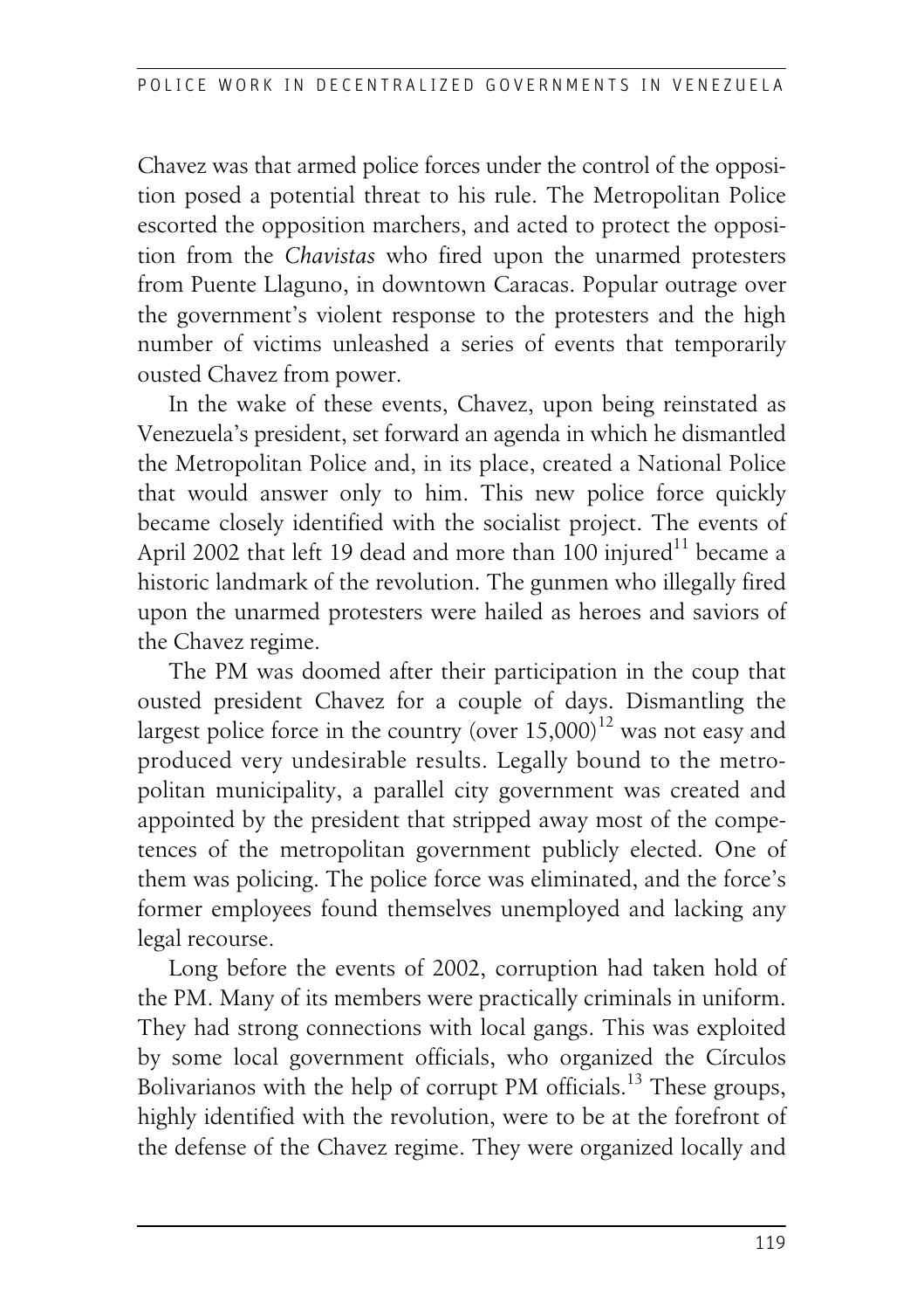Chavez was that armed police forces under the control of the opposition posed a potential threat to his rule. The Metropolitan Police escorted the opposition marchers, and acted to protect the opposition from the *Chavistas* who fired upon the unarmed protesters from Puente Llaguno, in downtown Caracas. Popular outrage over the government's violent response to the protesters and the high number of victims unleashed a series of events that temporarily ousted Chavez from power.

In the wake of these events, Chavez, upon being reinstated as Venezuela's president, set forward an agenda in which he dismantled the Metropolitan Police and, in its place, created a National Police that would answer only to him. This new police force quickly became closely identified with the socialist project. The events of April 2002 that left 19 dead and more than 100 injured[11] became a historic landmark of the revolution. The gunmen who illegally fired upon the unarmed protesters were hailed as heroes and saviors of the Chavez regime.

The PM was doomed after their participation in the coup that ousted president Chavez for a couple of days. Dismantling the largest police force in the country (over 15,000)[12] was not easy and produced very undesirable results. Legally bound to the metropolitan municipality, a parallel city government was created and appointed by the president that stripped away most of the competences of the metropolitan government publicly elected. One of them was policing. The police force was eliminated, and the force's former employees found themselves unemployed and lacking any legal recourse.

Long before the events of 2002, corruption had taken hold of the PM. Many of its members were practically criminals in uniform. They had strong connections with local gangs. This was exploited by some local government officials, who organized the Círculos Bolivarianos with the help of corrupt PM officials.[13] These groups, highly identified with the revolution, were to be at the forefront of the defense of the Chavez regime. They were organized locally and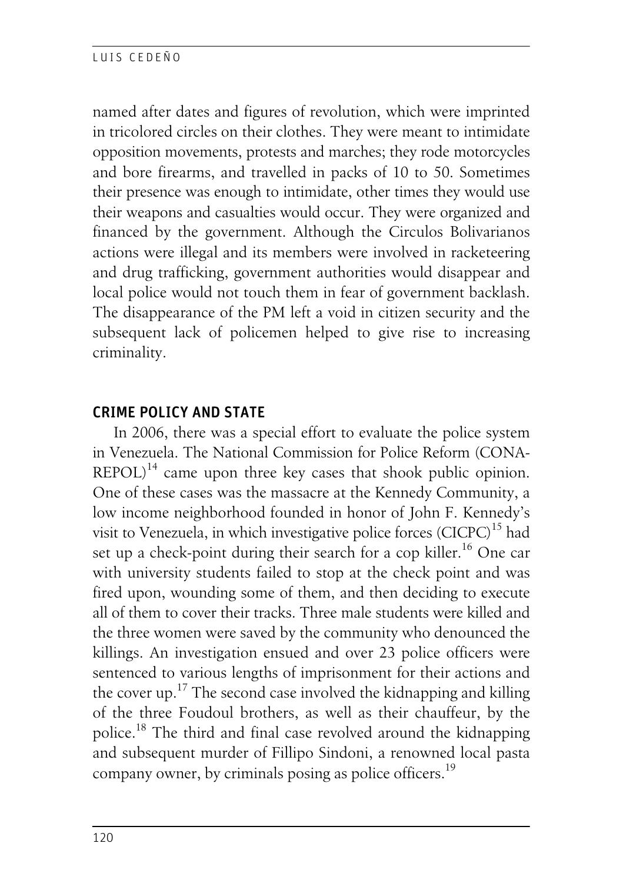named after dates and figures of revolution, which were imprinted in tricolored circles on their clothes. They were meant to intimidate opposition movements, protests and marches; they rode motorcycles and bore firearms, and travelled in packs of 10 to 50. Sometimes their presence was enough to intimidate, other times they would use their weapons and casualties would occur. They were organized and financed by the government. Although the Circulos Bolivarianos actions were illegal and its members were involved in racketeering and drug trafficking, government authorities would disappear and local police would not touch them in fear of government backlash. The disappearance of the PM left a void in citizen security and the subsequent lack of policemen helped to give rise to increasing criminality.

## CRIME POLICY AND STATE

In 2006, there was a special effort to evaluate the police system in Venezuela. The National Commission for Police Reform (CONA-REPOL)[14] came upon three key cases that shook public opinion. One of these cases was the massacre at the Kennedy Community, a low income neighborhood founded in honor of John F. Kennedy's visit to Venezuela, in which investigative police forces (CICPC)[15] had set up a check-point during their search for a cop killer.[16] One car with university students failed to stop at the check point and was fired upon, wounding some of them, and then deciding to execute all of them to cover their tracks. Three male students were killed and the three women were saved by the community who denounced the killings. An investigation ensued and over 23 police officers were sentenced to various lengths of imprisonment for their actions and the cover up.[17] The second case involved the kidnapping and killing of the three Foudoul brothers, as well as their chauffeur, by the police.[18] The third and final case revolved around the kidnapping and subsequent murder of Fillipo Sindoni, a renowned local pasta company owner, by criminals posing as police officers.[19]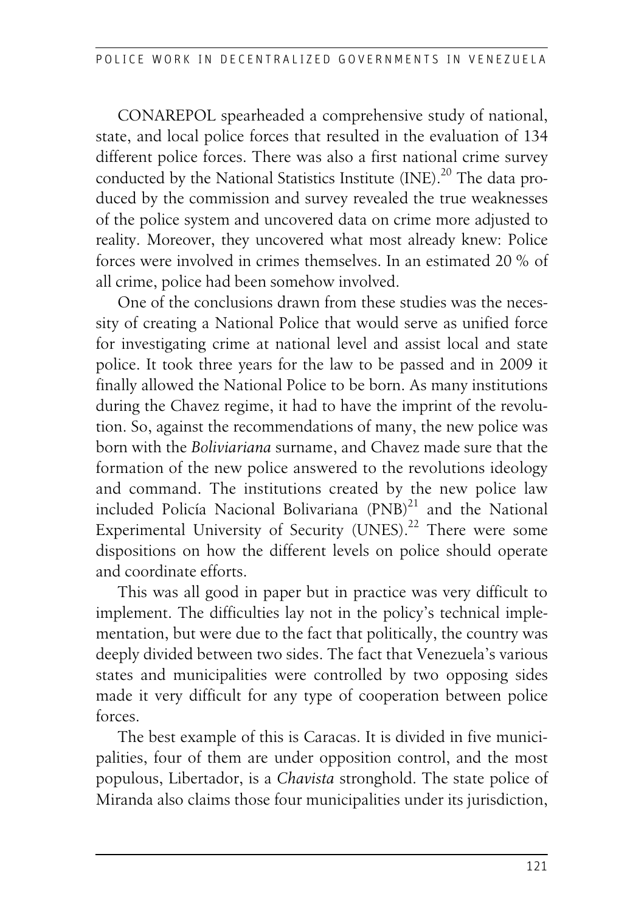CONAREPOL spearheaded a comprehensive study of national, state, and local police forces that resulted in the evaluation of 134 different police forces. There was also a first national crime survey conducted by the National Statistics Institute (INE).[20] The data produced by the commission and survey revealed the true weaknesses of the police system and uncovered data on crime more adjusted to reality. Moreover, they uncovered what most already knew: Police forces were involved in crimes themselves. In an estimated 20 % of all crime, police had been somehow involved.

One of the conclusions drawn from these studies was the necessity of creating a National Police that would serve as unified force for investigating crime at national level and assist local and state police. It took three years for the law to be passed and in 2009 it finally allowed the National Police to be born. As many institutions during the Chavez regime, it had to have the imprint of the revolution. So, against the recommendations of many, the new police was born with the *Boliviariana* surname, and Chavez made sure that the formation of the new police answered to the revolutions ideology and command. The institutions created by the new police law included Policía Nacional Bolivariana (PNB)[21] and the National Experimental University of Security (UNES).[22] There were some dispositions on how the different levels on police should operate and coordinate efforts.

This was all good in paper but in practice was very difficult to implement. The difficulties lay not in the policy's technical implementation, but were due to the fact that politically, the country was deeply divided between two sides. The fact that Venezuela's various states and municipalities were controlled by two opposing sides made it very difficult for any type of cooperation between police forces.

The best example of this is Caracas. It is divided in five municipalities, four of them are under opposition control, and the most populous, Libertador, is a *Chavista* stronghold. The state police of Miranda also claims those four municipalities under its jurisdiction,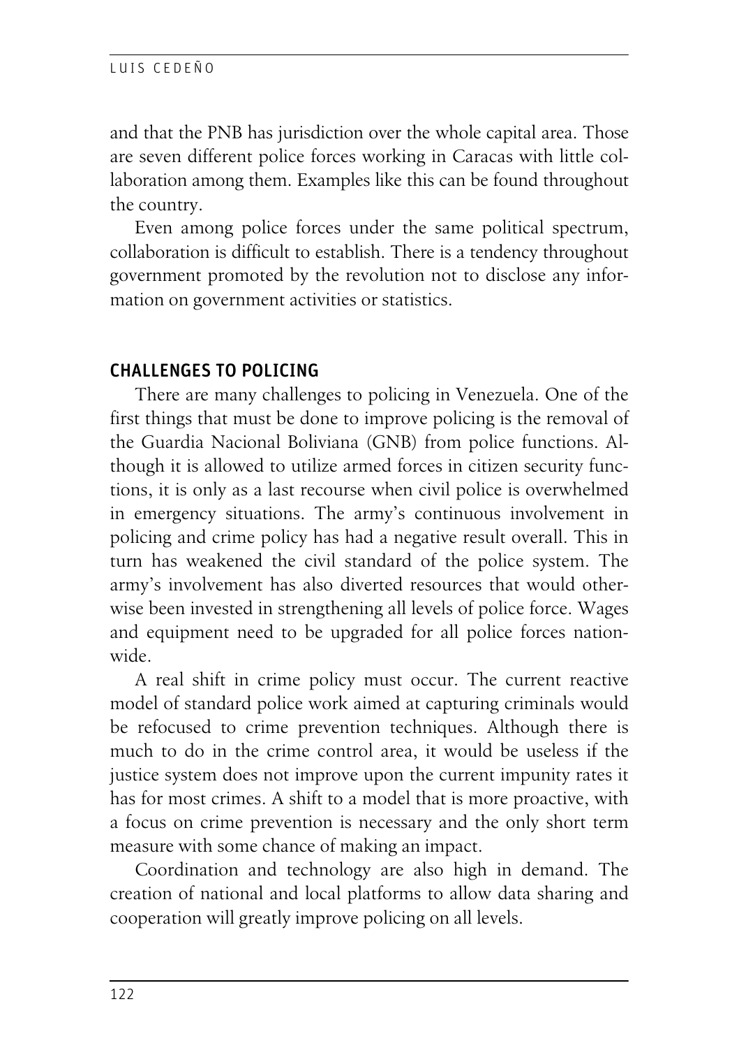and that the PNB has jurisdiction over the whole capital area. Those are seven different police forces working in Caracas with little collaboration among them. Examples like this can be found throughout the country.

Even among police forces under the same political spectrum, collaboration is difficult to establish. There is a tendency throughout government promoted by the revolution not to disclose any information on government activities or statistics.

## CHALLENGES TO POLICING

There are many challenges to policing in Venezuela. One of the first things that must be done to improve policing is the removal of the Guardia Nacional Boliviana (GNB) from police functions. Although it is allowed to utilize armed forces in citizen security functions, it is only as a last recourse when civil police is overwhelmed in emergency situations. The army's continuous involvement in policing and crime policy has had a negative result overall. This in turn has weakened the civil standard of the police system. The army's involvement has also diverted resources that would otherwise been invested in strengthening all levels of police force. Wages and equipment need to be upgraded for all police forces nationwide.

A real shift in crime policy must occur. The current reactive model of standard police work aimed at capturing criminals would be refocused to crime prevention techniques. Although there is much to do in the crime control area, it would be useless if the justice system does not improve upon the current impunity rates it has for most crimes. A shift to a model that is more proactive, with a focus on crime prevention is necessary and the only short term measure with some chance of making an impact.

Coordination and technology are also high in demand. The creation of national and local platforms to allow data sharing and cooperation will greatly improve policing on all levels.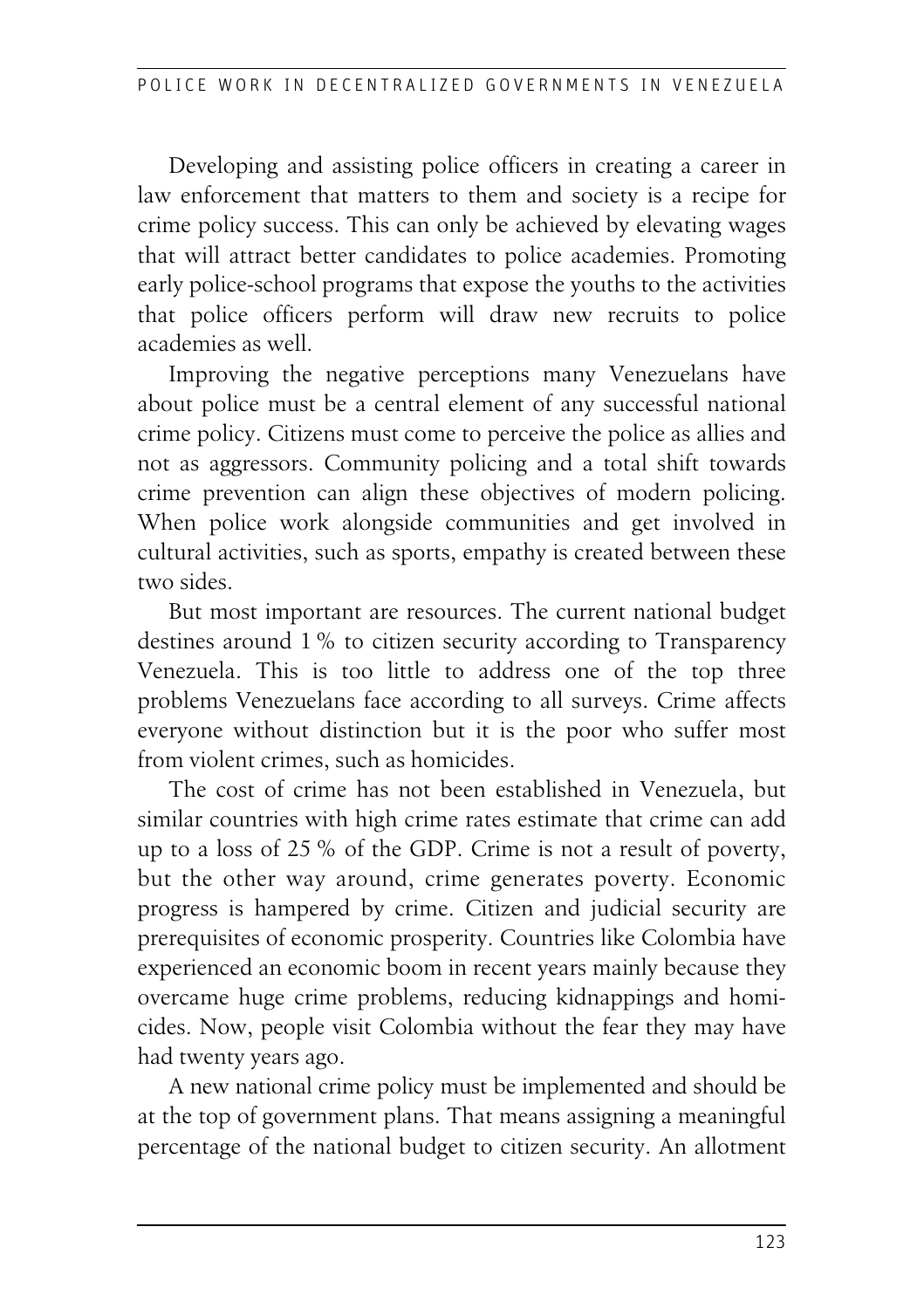Developing and assisting police officers in creating a career in law enforcement that matters to them and society is a recipe for crime policy success. This can only be achieved by elevating wages that will attract better candidates to police academies. Promoting early police-school programs that expose the youths to the activities that police officers perform will draw new recruits to police academies as well.

Improving the negative perceptions many Venezuelans have about police must be a central element of any successful national crime policy. Citizens must come to perceive the police as allies and not as aggressors. Community policing and a total shift towards crime prevention can align these objectives of modern policing. When police work alongside communities and get involved in cultural activities, such as sports, empathy is created between these two sides.

But most important are resources. The current national budget destines around 1 % to citizen security according to Transparency Venezuela. This is too little to address one of the top three problems Venezuelans face according to all surveys. Crime affects everyone without distinction but it is the poor who suffer most from violent crimes, such as homicides.

The cost of crime has not been established in Venezuela, but similar countries with high crime rates estimate that crime can add up to a loss of 25 % of the GDP. Crime is not a result of poverty, but the other way around, crime generates poverty. Economic progress is hampered by crime. Citizen and judicial security are prerequisites of economic prosperity. Countries like Colombia have experienced an economic boom in recent years mainly because they overcame huge crime problems, reducing kidnappings and homicides. Now, people visit Colombia without the fear they may have had twenty years ago.

A new national crime policy must be implemented and should be at the top of government plans. That means assigning a meaningful percentage of the national budget to citizen security. An allotment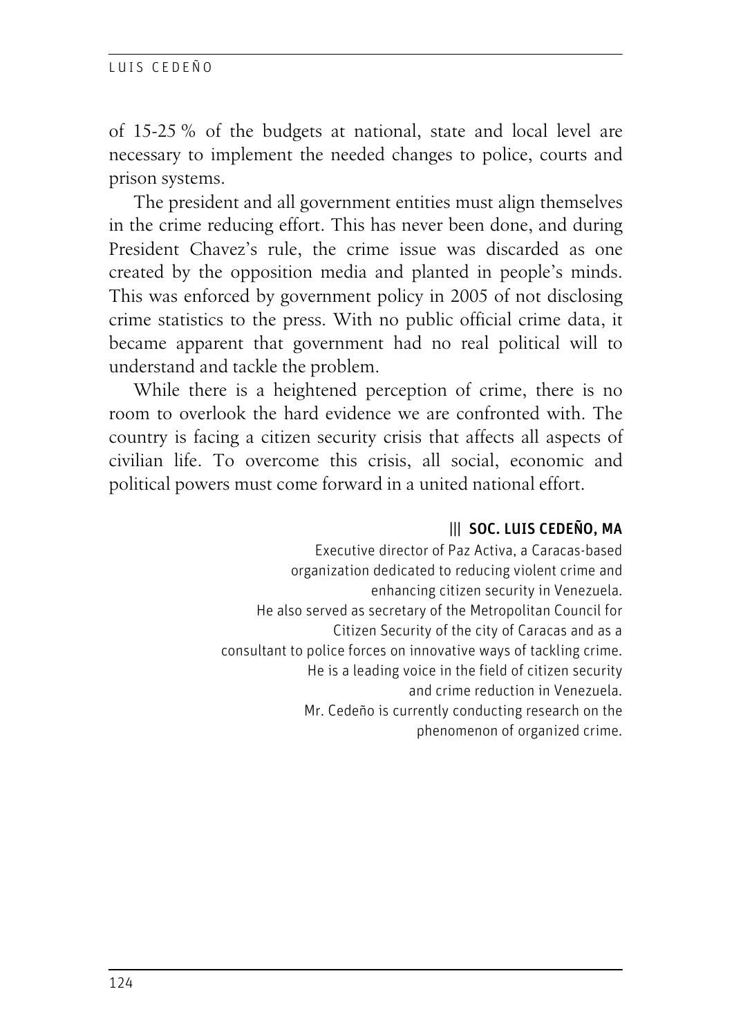of 15-25 % of the budgets at national, state and local level are necessary to implement the needed changes to police, courts and prison systems.

The president and all government entities must align themselves in the crime reducing effort. This has never been done, and during President Chavez's rule, the crime issue was discarded as one created by the opposition media and planted in people's minds. This was enforced by government policy in 2005 of not disclosing crime statistics to the press. With no public official crime data, it became apparent that government had no real political will to understand and tackle the problem.

While there is a heightened perception of crime, there is no room to overlook the hard evidence we are confronted with. The country is facing a citizen security crisis that affects all aspects of civilian life. To overcome this crisis, all social, economic and political powers must come forward in a united national effort.

**||| SOC. LUIS CEDEÑO, MA**

Executive director of Paz Activa, a Caracas-based organization dedicated to reducing violent crime and enhancing citizen security in Venezuela. He also served as secretary of the Metropolitan Council for Citizen Security of the city of Caracas and as a consultant to police forces on innovative ways of tackling crime. He is a leading voice in the field of citizen security and crime reduction in Venezuela. Mr. Cedeño is currently conducting research on the phenomenon of organized crime.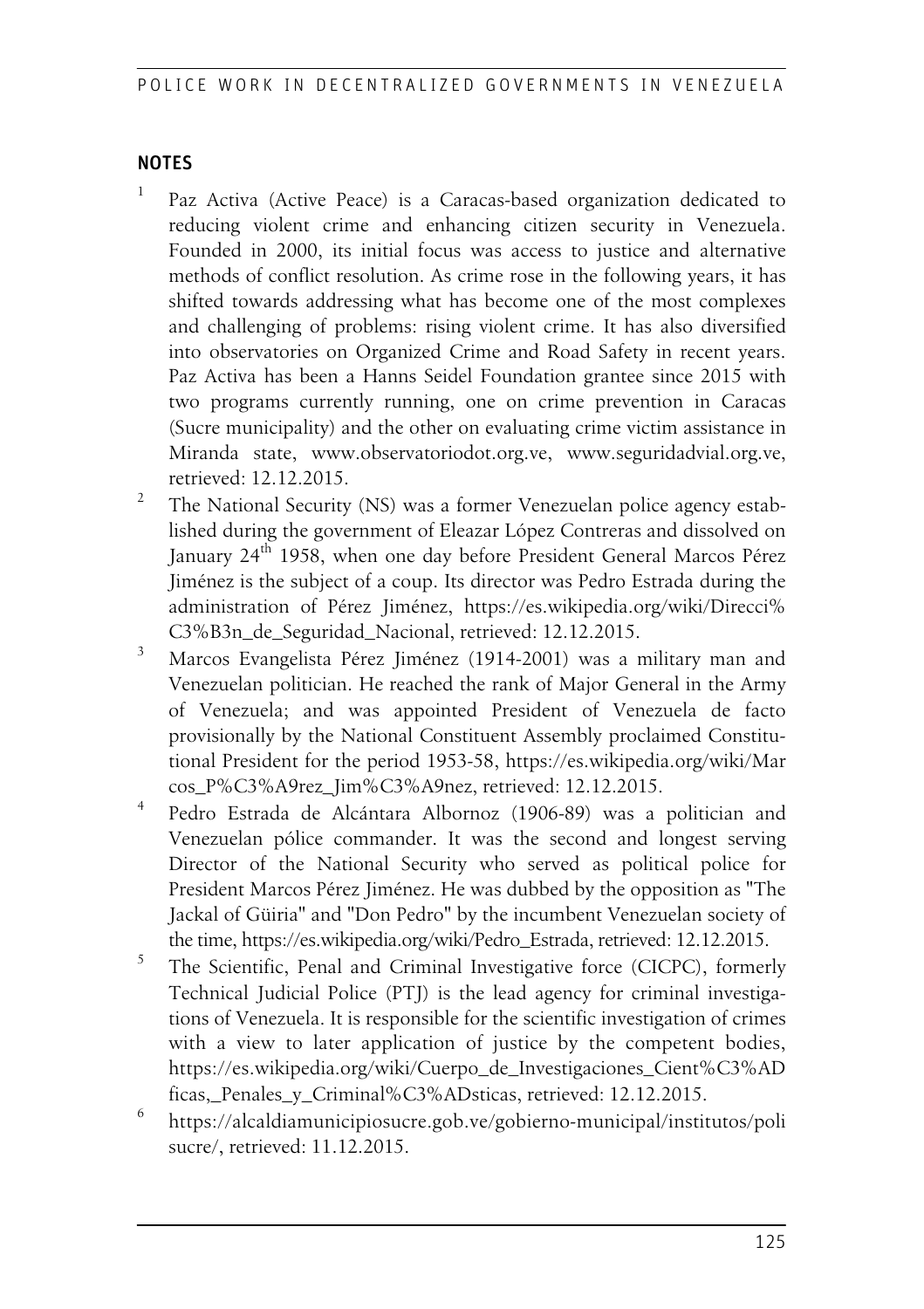## NOTES

1. Paz Activa (Active Peace) is a Caracas-based organization dedicated to reducing violent crime and enhancing citizen security in Venezuela. Founded in 2000, its initial focus was access to justice and alternative methods of conflict resolution. As crime rose in the following years, it has shifted towards addressing what has become one of the most complexes and challenging of problems: rising violent crime. It has also diversified into observatories on Organized Crime and Road Safety in recent years. Paz Activa has been a Hanns Seidel Foundation grantee since 2015 with two programs currently running, one on crime prevention in Caracas (Sucre municipality) and the other on evaluating crime victim assistance in Miranda state, www.observatoriodot.org.ve, www.seguridadvial.org.ve, retrieved: 12.12.2015.
2. The National Security (NS) was a former Venezuelan police agency established during the government of Eleazar López Contreras and dissolved on January 24th 1958, when one day before President General Marcos Pérez Jiménez is the subject of a coup. Its director was Pedro Estrada during the administration of Pérez Jiménez, https://es.wikipedia.org/wiki/Direcci%C3%B3n_de_Seguridad_Nacional, retrieved: 12.12.2015.
3. Marcos Evangelista Pérez Jiménez (1914-2001) was a military man and Venezuelan politician. He reached the rank of Major General in the Army of Venezuela; and was appointed President of Venezuela de facto provisionally by the National Constituent Assembly proclaimed Constitutional President for the period 1953-58, https://es.wikipedia.org/wiki/Marcos_P%C3%A9rez_Jim%C3%A9nez, retrieved: 12.12.2015.
4. Pedro Estrada de Alcántara Albornoz (1906-89) was a politician and Venezuelan pólice commander. It was the second and longest serving Director of the National Security who served as political police for President Marcos Pérez Jiménez. He was dubbed by the opposition as "The Jackal of Güiria" and "Don Pedro" by the incumbent Venezuelan society of the time, https://es.wikipedia.org/wiki/Pedro_Estrada, retrieved: 12.12.2015.
5. The Scientific, Penal and Criminal Investigative force (CICPC), formerly Technical Judicial Police (PTJ) is the lead agency for criminal investigations of Venezuela. It is responsible for the scientific investigation of crimes with a view to later application of justice by the competent bodies, https://es.wikipedia.org/wiki/Cuerpo_de_Investigaciones_Cient%C3%ADficas,_Penales_y_Criminal%C3%ADsticas, retrieved: 12.12.2015.
6. https://alcaldiamunicipiosucre.gob.ve/gobierno-municipal/institutos/polisucre/, retrieved: 11.12.2015.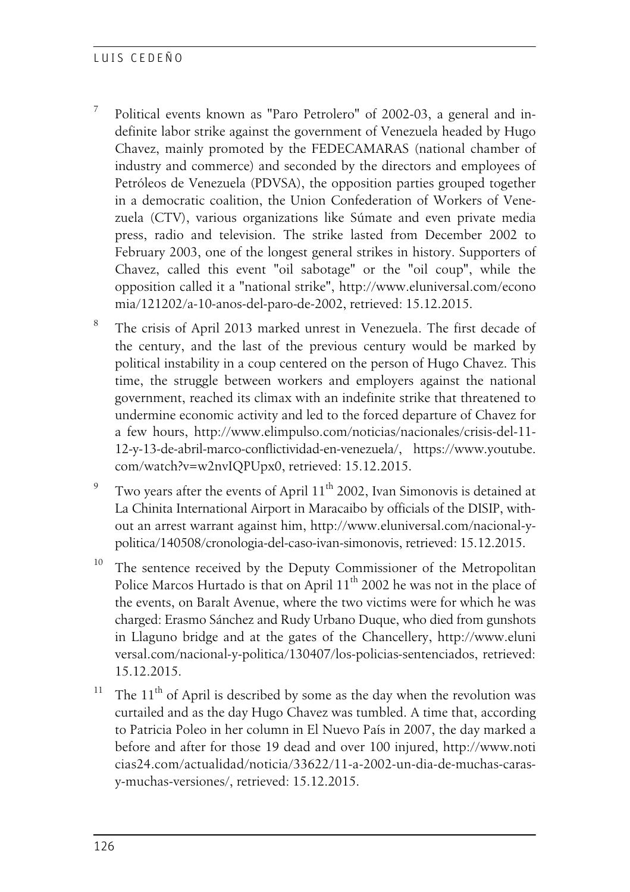[7] Political events known as "Paro Petrolero" of 2002-03, a general and indefinite labor strike against the government of Venezuela headed by Hugo Chavez, mainly promoted by the FEDECAMARAS (national chamber of industry and commerce) and seconded by the directors and employees of Petróleos de Venezuela (PDVSA), the opposition parties grouped together in a democratic coalition, the Union Confederation of Workers of Venezuela (CTV), various organizations like Súmate and even private media press, radio and television. The strike lasted from December 2002 to February 2003, one of the longest general strikes in history. Supporters of Chavez, called this event "oil sabotage" or the "oil coup", while the opposition called it a "national strike", http://www.eluniversal.com/economia/121202/a-10-anos-del-paro-de-2002, retrieved: 15.12.2015.

[8] The crisis of April 2013 marked unrest in Venezuela. The first decade of the century, and the last of the previous century would be marked by political instability in a coup centered on the person of Hugo Chavez. This time, the struggle between workers and employers against the national government, reached its climax with an indefinite strike that threatened to undermine economic activity and led to the forced departure of Chavez for a few hours, http://www.elimpulso.com/noticias/nacionales/crisis-del-11-12-y-13-de-abril-marco-conflictividad-en-venezuela/, https://www.youtube.com/watch?v=w2nvIQPUpx0, retrieved: 15.12.2015.

[9] Two years after the events of April 11th 2002, Ivan Simonovis is detained at La Chinita International Airport in Maracaibo by officials of the DISIP, without an arrest warrant against him, http://www.eluniversal.com/nacional-y-politica/140508/cronologia-del-caso-ivan-simonovis, retrieved: 15.12.2015.

[10] The sentence received by the Deputy Commissioner of the Metropolitan Police Marcos Hurtado is that on April 11th 2002 he was not in the place of the events, on Baralt Avenue, where the two victims were for which he was charged: Erasmo Sánchez and Rudy Urbano Duque, who died from gunshots in Llaguno bridge and at the gates of the Chancellery, http://www.eluniversal.com/nacional-y-politica/130407/los-policias-sentenciados, retrieved: 15.12.2015.

[11] The 11th of April is described by some as the day when the revolution was curtailed and as the day Hugo Chavez was tumbled. A time that, according to Patricia Poleo in her column in El Nuevo País in 2007, the day marked a before and after for those 19 dead and over 100 injured, http://www.noticias24.com/actualidad/noticia/33622/11-a-2002-un-dia-de-muchas-caras-y-muchas-versiones/, retrieved: 15.12.2015.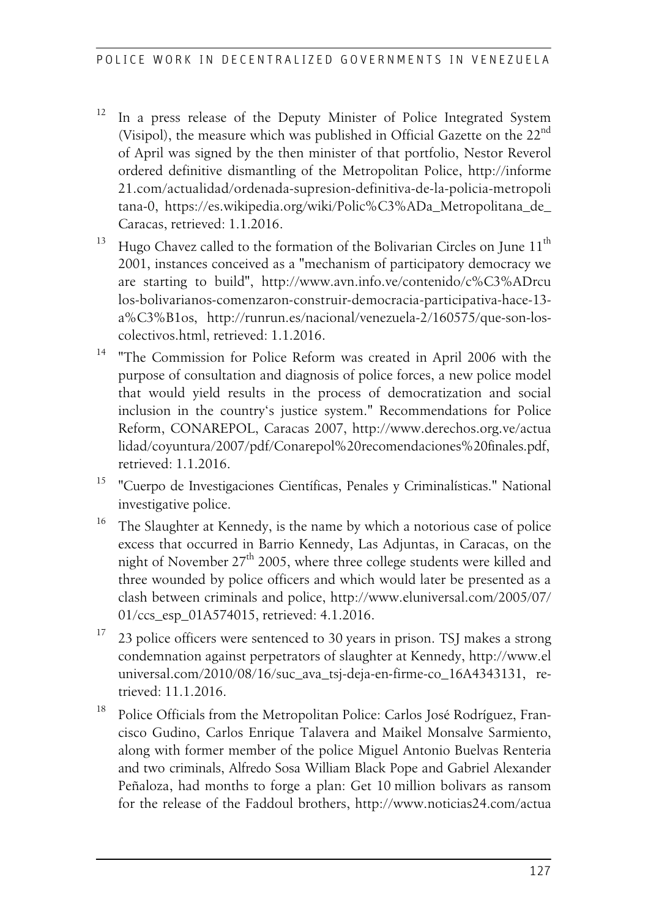[12] In a press release of the Deputy Minister of Police Integrated System (Visipol), the measure which was published in Official Gazette on the 22nd of April was signed by the then minister of that portfolio, Nestor Reverol ordered definitive dismantling of the Metropolitan Police, http://informe21.com/actualidad/ordenada-supresion-definitiva-de-la-policia-metropolitana-0, https://es.wikipedia.org/wiki/Polic%C3%ADa_Metropolitana_de_Caracas, retrieved: 1.1.2016.

[13] Hugo Chavez called to the formation of the Bolivarian Circles on June 11th 2001, instances conceived as a "mechanism of participatory democracy we are starting to build", http://www.avn.info.ve/contenido/c%C3%ADrculos-bolivarianos-comenzaron-construir-democracia-participativa-hace-13-a%C3%B1os, http://runrun.es/nacional/venezuela-2/160575/que-son-los-colectivos.html, retrieved: 1.1.2016.

[14] "The Commission for Police Reform was created in April 2006 with the purpose of consultation and diagnosis of police forces, a new police model that would yield results in the process of democratization and social inclusion in the country's justice system." Recommendations for Police Reform, CONAREPOL, Caracas 2007, http://www.derechos.org.ve/actualidad/coyuntura/2007/pdf/Conarepol%20recomendaciones%20finales.pdf, retrieved: 1.1.2016.

[15] "Cuerpo de Investigaciones Científicas, Penales y Criminalísticas." National investigative police.

[16] The Slaughter at Kennedy, is the name by which a notorious case of police excess that occurred in Barrio Kennedy, Las Adjuntas, in Caracas, on the night of November 27th 2005, where three college students were killed and three wounded by police officers and which would later be presented as a clash between criminals and police, http://www.eluniversal.com/2005/07/01/ccs_esp_01A574015, retrieved: 4.1.2016.

[17] 23 police officers were sentenced to 30 years in prison. TSJ makes a strong condemnation against perpetrators of slaughter at Kennedy, http://www.eluniversal.com/2010/08/16/suc_ava_tsj-deja-en-firme-co_16A4343131, retrieved: 11.1.2016.

[18] Police Officials from the Metropolitan Police: Carlos José Rodríguez, Francisco Gudino, Carlos Enrique Talavera and Maikel Monsalve Sarmiento, along with former member of the police Miguel Antonio Buelvas Renteria and two criminals, Alfredo Sosa William Black Pope and Gabriel Alexander Peñaloza, had months to forge a plan: Get 10 million bolivars as ransom for the release of the Faddoul brothers, http://www.noticias24.com/actua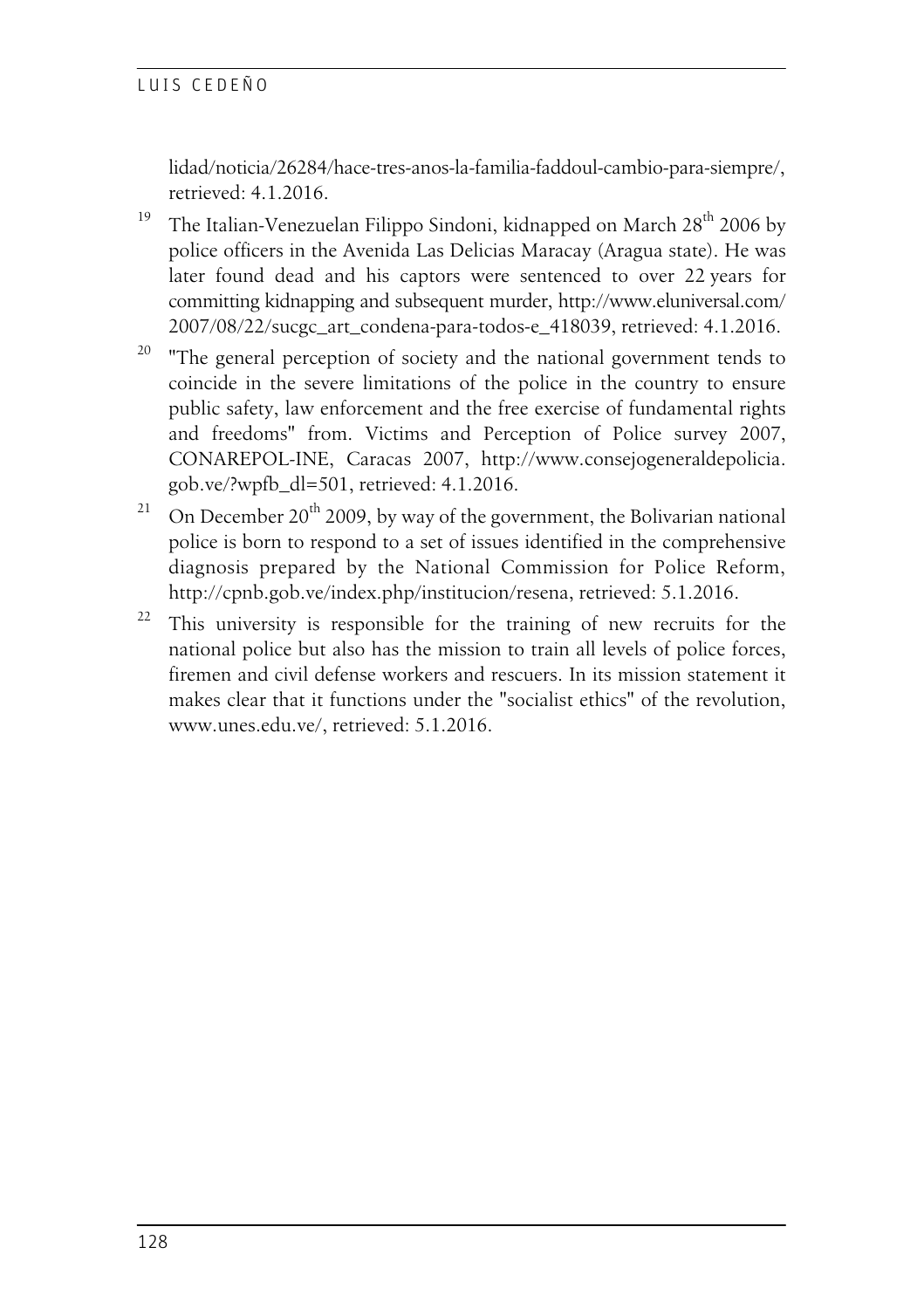lidad/noticia/26284/hace-tres-anos-la-familia-faddoul-cambio-para-siempre/, retrieved: 4.1.2016.

[19] The Italian-Venezuelan Filippo Sindoni, kidnapped on March 28th 2006 by police officers in the Avenida Las Delicias Maracay (Aragua state). He was later found dead and his captors were sentenced to over 22 years for committing kidnapping and subsequent murder, http://www.eluniversal.com/2007/08/22/sucgc_art_condena-para-todos-e_418039, retrieved: 4.1.2016.

[20] "The general perception of society and the national government tends to coincide in the severe limitations of the police in the country to ensure public safety, law enforcement and the free exercise of fundamental rights and freedoms" from. Victims and Perception of Police survey 2007, CONAREPOL-INE, Caracas 2007, http://www.consejogeneraldepolicia.gob.ve/?wpfb_dl=501, retrieved: 4.1.2016.

[21] On December 20th 2009, by way of the government, the Bolivarian national police is born to respond to a set of issues identified in the comprehensive diagnosis prepared by the National Commission for Police Reform, http://cpnb.gob.ve/index.php/institucion/resena, retrieved: 5.1.2016.

[22] This university is responsible for the training of new recruits for the national police but also has the mission to train all levels of police forces, firemen and civil defense workers and rescuers. In its mission statement it makes clear that it functions under the "socialist ethics" of the revolution, www.unes.edu.ve/, retrieved: 5.1.2016.